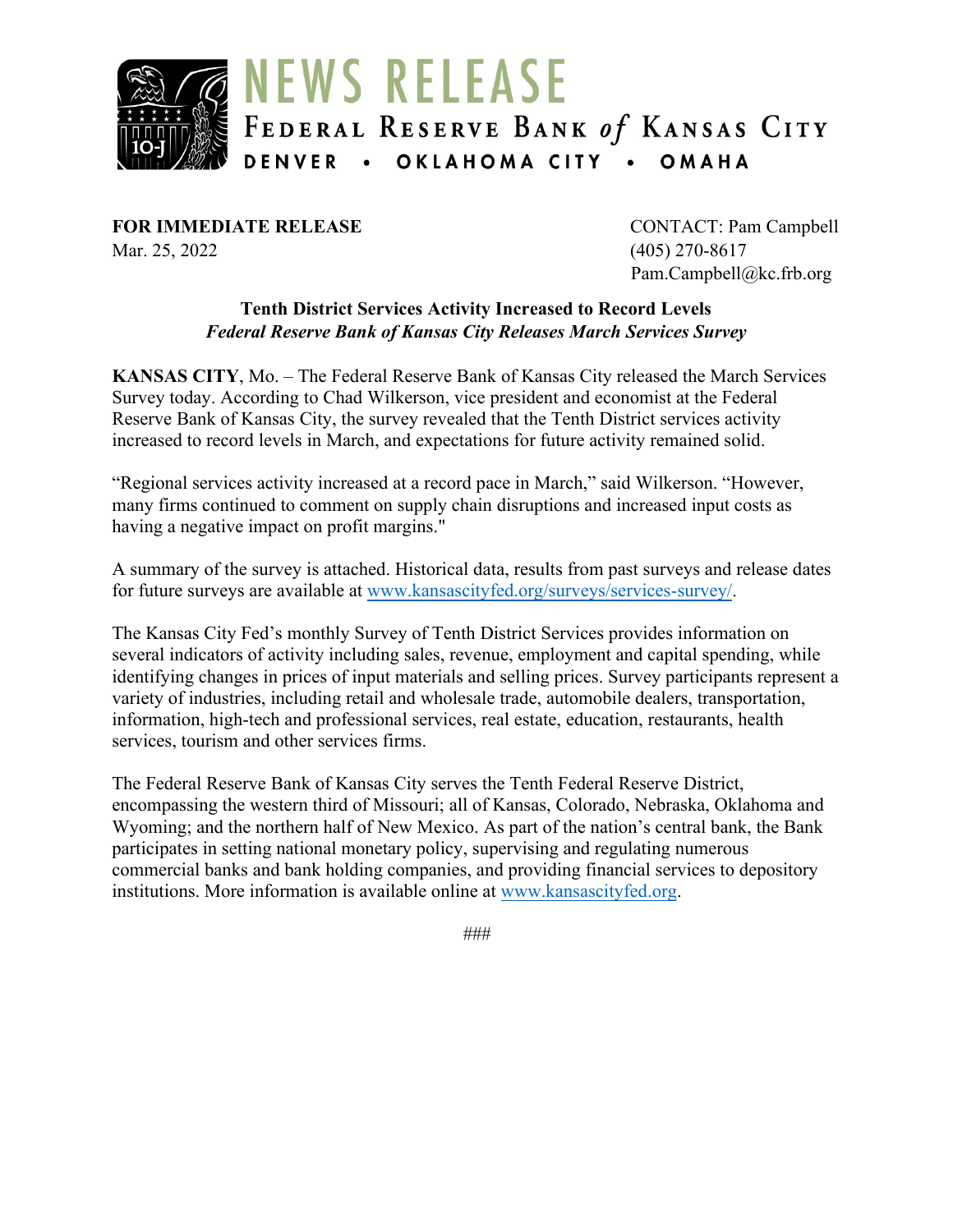# NEWS RELEASE

FEDERAL RESERVE BANK *of* KANSAS CITY

DENVER • OKLAHOMA CITY • OMAHA

**FOR IMMEDIATE RELEASE**
Mar. 25, 2022

CONTACT: Pam Campbell
(405) 270-8617
Pam.Campbell@kc.frb.org

**Tenth District Services Activity Increased to Record Levels**
***Federal Reserve Bank of Kansas City Releases March Services Survey***

**KANSAS CITY**, Mo. – The Federal Reserve Bank of Kansas City released the March Services Survey today. According to Chad Wilkerson, vice president and economist at the Federal Reserve Bank of Kansas City, the survey revealed that the Tenth District services activity increased to record levels in March, and expectations for future activity remained solid.

"Regional services activity increased at a record pace in March," said Wilkerson. "However, many firms continued to comment on supply chain disruptions and increased input costs as having a negative impact on profit margins."

A summary of the survey is attached. Historical data, results from past surveys and release dates for future surveys are available at www.kansascityfed.org/surveys/services-survey/.

The Kansas City Fed's monthly Survey of Tenth District Services provides information on several indicators of activity including sales, revenue, employment and capital spending, while identifying changes in prices of input materials and selling prices. Survey participants represent a variety of industries, including retail and wholesale trade, automobile dealers, transportation, information, high-tech and professional services, real estate, education, restaurants, health services, tourism and other services firms.

The Federal Reserve Bank of Kansas City serves the Tenth Federal Reserve District, encompassing the western third of Missouri; all of Kansas, Colorado, Nebraska, Oklahoma and Wyoming; and the northern half of New Mexico. As part of the nation's central bank, the Bank participates in setting national monetary policy, supervising and regulating numerous commercial banks and bank holding companies, and providing financial services to depository institutions. More information is available online at www.kansascityfed.org.

###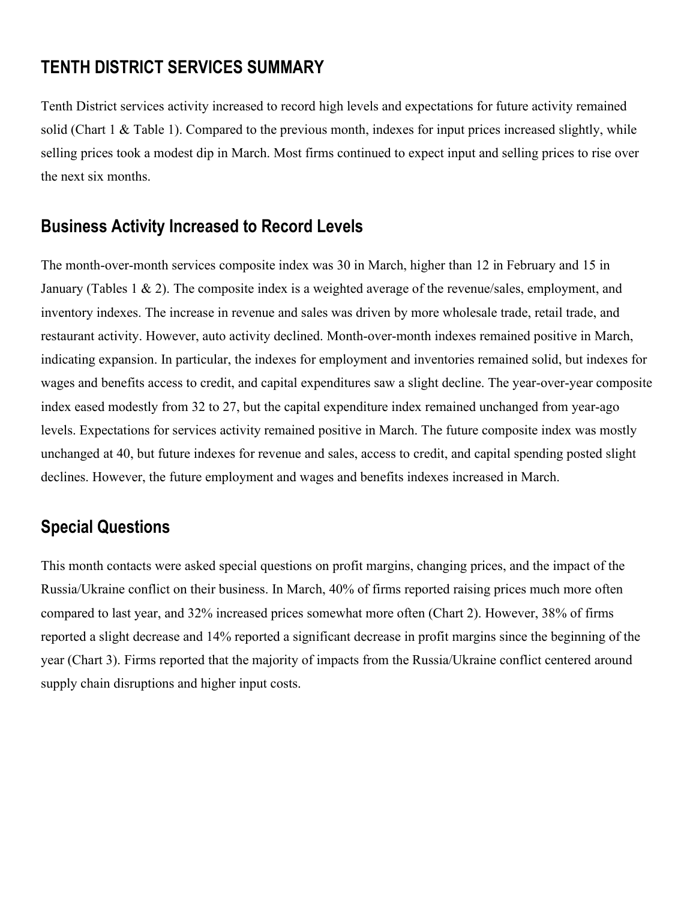## TENTH DISTRICT SERVICES SUMMARY

Tenth District services activity increased to record high levels and expectations for future activity remained solid (Chart 1 & Table 1). Compared to the previous month, indexes for input prices increased slightly, while selling prices took a modest dip in March. Most firms continued to expect input and selling prices to rise over the next six months.

### Business Activity Increased to Record Levels

The month-over-month services composite index was 30 in March, higher than 12 in February and 15 in January (Tables 1 & 2). The composite index is a weighted average of the revenue/sales, employment, and inventory indexes. The increase in revenue and sales was driven by more wholesale trade, retail trade, and restaurant activity. However, auto activity declined. Month-over-month indexes remained positive in March, indicating expansion. In particular, the indexes for employment and inventories remained solid, but indexes for wages and benefits access to credit, and capital expenditures saw a slight decline. The year-over-year composite index eased modestly from 32 to 27, but the capital expenditure index remained unchanged from year-ago levels. Expectations for services activity remained positive in March. The future composite index was mostly unchanged at 40, but future indexes for revenue and sales, access to credit, and capital spending posted slight declines. However, the future employment and wages and benefits indexes increased in March.

### Special Questions

This month contacts were asked special questions on profit margins, changing prices, and the impact of the Russia/Ukraine conflict on their business. In March, 40% of firms reported raising prices much more often compared to last year, and 32% increased prices somewhat more often (Chart 2). However, 38% of firms reported a slight decrease and 14% reported a significant decrease in profit margins since the beginning of the year (Chart 3). Firms reported that the majority of impacts from the Russia/Ukraine conflict centered around supply chain disruptions and higher input costs.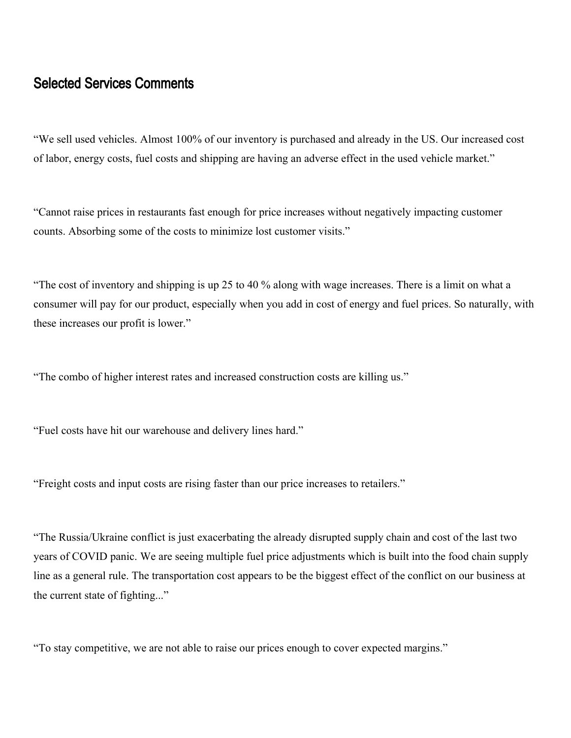## Selected Services Comments

"We sell used vehicles. Almost 100% of our inventory is purchased and already in the US. Our increased cost of labor, energy costs, fuel costs and shipping are having an adverse effect in the used vehicle market."

"Cannot raise prices in restaurants fast enough for price increases without negatively impacting customer counts. Absorbing some of the costs to minimize lost customer visits."

"The cost of inventory and shipping is up 25 to 40 % along with wage increases. There is a limit on what a consumer will pay for our product, especially when you add in cost of energy and fuel prices. So naturally, with these increases our profit is lower."

"The combo of higher interest rates and increased construction costs are killing us."

"Fuel costs have hit our warehouse and delivery lines hard."

"Freight costs and input costs are rising faster than our price increases to retailers."

"The Russia/Ukraine conflict is just exacerbating the already disrupted supply chain and cost of the last two years of COVID panic. We are seeing multiple fuel price adjustments which is built into the food chain supply line as a general rule. The transportation cost appears to be the biggest effect of the conflict on our business at the current state of fighting..."

"To stay competitive, we are not able to raise our prices enough to cover expected margins."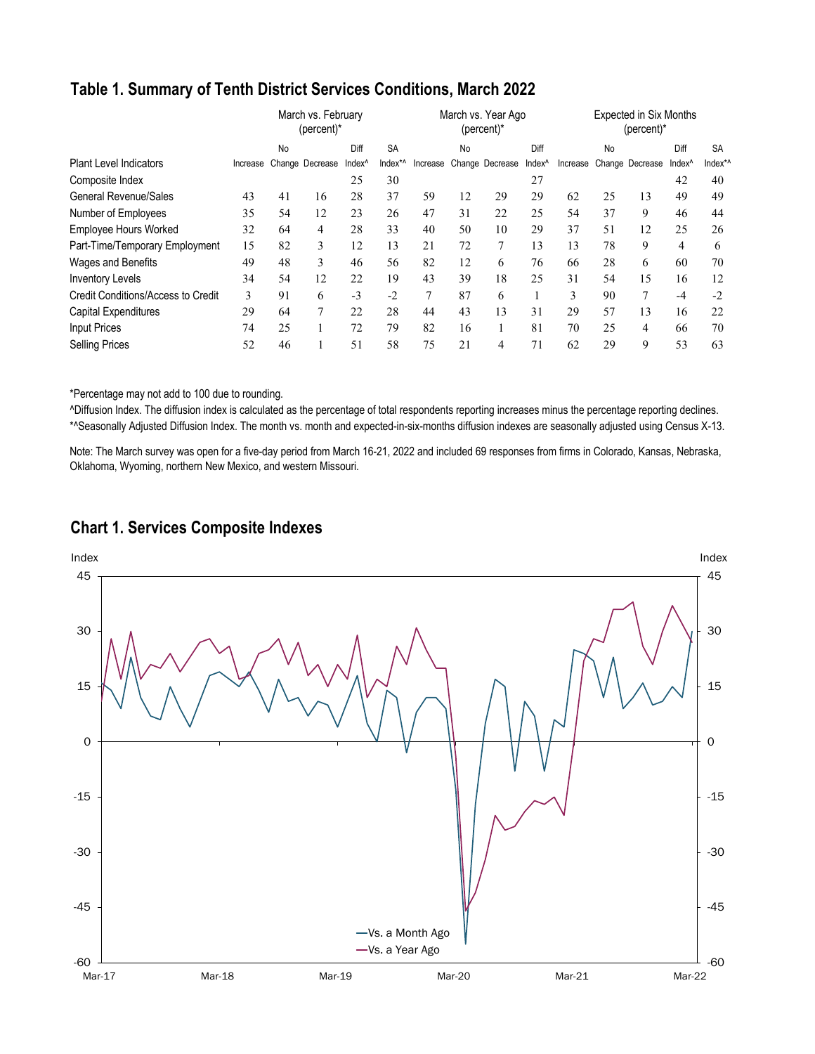## Table 1. Summary of Tenth District Services Conditions, March 2022

| Plant Level Indicators | March vs. February (percent)* | | | | | March vs. Year Ago (percent)* | | | | Expected in Six Months (percent)* | | | | |
|---|---|---|---|---|---|---|---|---|---|---|---|---|---|---|
| | Increase | No Change | Decrease | Diff Index^ | SA Index*^ | Increase | No Change | Decrease | Diff Index^ | Increase | No Change | Decrease | Diff Index^ | SA Index*^ |
| Composite Index | | | | 25 | 30 | | | | 27 | | | | 42 | 40 |
| General Revenue/Sales | 43 | 41 | 16 | 28 | 37 | 59 | 12 | 29 | 29 | 62 | 25 | 13 | 49 | 49 |
| Number of Employees | 35 | 54 | 12 | 23 | 26 | 47 | 31 | 22 | 25 | 54 | 37 | 9 | 46 | 44 |
| Employee Hours Worked | 32 | 64 | 4 | 28 | 33 | 40 | 50 | 10 | 29 | 37 | 51 | 12 | 25 | 26 |
| Part-Time/Temporary Employment | 15 | 82 | 3 | 12 | 13 | 21 | 72 | 7 | 13 | 13 | 78 | 9 | 4 | 6 |
| Wages and Benefits | 49 | 48 | 3 | 46 | 56 | 82 | 12 | 6 | 76 | 66 | 28 | 6 | 60 | 70 |
| Inventory Levels | 34 | 54 | 12 | 22 | 19 | 43 | 39 | 18 | 25 | 31 | 54 | 15 | 16 | 12 |
| Credit Conditions/Access to Credit | 3 | 91 | 6 | -3 | -2 | 7 | 87 | 6 | 1 | 3 | 90 | 7 | -4 | -2 |
| Capital Expenditures | 29 | 64 | 7 | 22 | 28 | 44 | 43 | 13 | 31 | 29 | 57 | 13 | 16 | 22 |
| Input Prices | 74 | 25 | 1 | 72 | 79 | 82 | 16 | 1 | 81 | 70 | 25 | 4 | 66 | 70 |
| Selling Prices | 52 | 46 | 1 | 51 | 58 | 75 | 21 | 4 | 71 | 62 | 29 | 9 | 53 | 63 |

*Percentage may not add to 100 due to rounding.

^Diffusion Index. The diffusion index is calculated as the percentage of total respondents reporting increases minus the percentage reporting declines.

*^Seasonally Adjusted Diffusion Index. The month vs. month and expected-in-six-months diffusion indexes are seasonally adjusted using Census X-13.

Note: The March survey was open for a five-day period from March 16-21, 2022 and included 69 responses from firms in Colorado, Kansas, Nebraska, Oklahoma, Wyoming, northern New Mexico, and western Missouri.

## Chart 1. Services Composite Indexes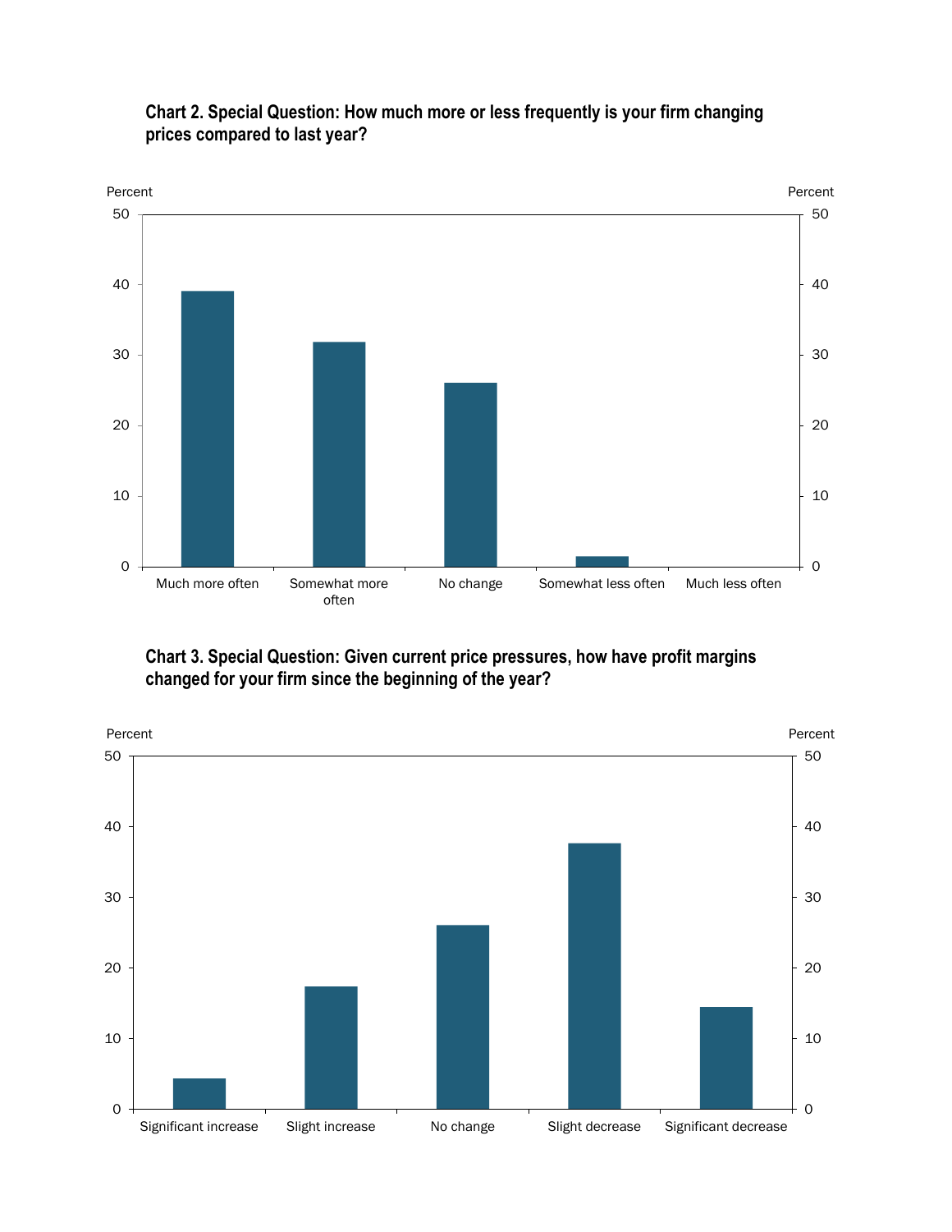**Chart 2. Special Question: How much more or less frequently is your firm changing prices compared to last year?**

**Chart 3. Special Question: Given current price pressures, how have profit margins changed for your firm since the beginning of the year?**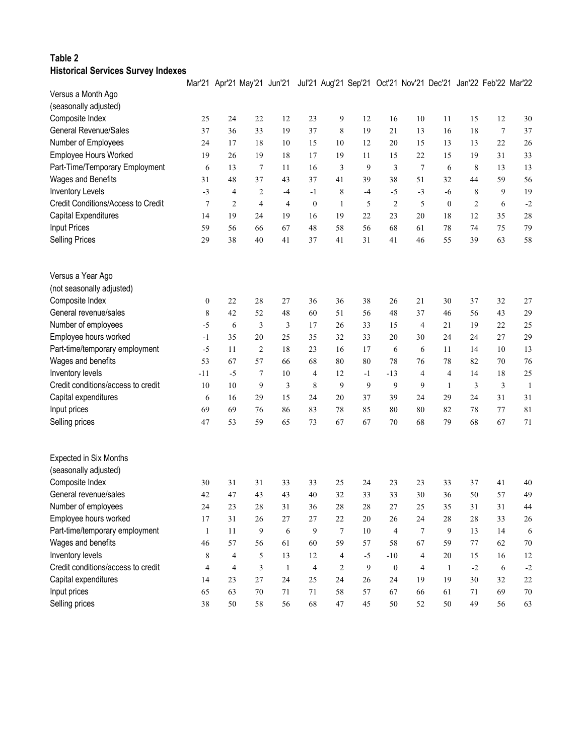**Table 2**
**Historical Services Survey Indexes**

| | Mar'21 | Apr'21 | May'21 | Jun'21 | Jul'21 | Aug'21 | Sep'21 | Oct'21 | Nov'21 | Dec'21 | Jan'22 | Feb'22 | Mar'22 |
|---|---|---|---|---|---|---|---|---|---|---|---|---|---|
| Versus a Month Ago | | | | | | | | | | | | | |
| (seasonally adjusted) | | | | | | | | | | | | | |
| Composite Index | 25 | 24 | 22 | 12 | 23 | 9 | 12 | 16 | 10 | 11 | 15 | 12 | 30 |
| General Revenue/Sales | 37 | 36 | 33 | 19 | 37 | 8 | 19 | 21 | 13 | 16 | 18 | 7 | 37 |
| Number of Employees | 24 | 17 | 18 | 10 | 15 | 10 | 12 | 20 | 15 | 13 | 13 | 22 | 26 |
| Employee Hours Worked | 19 | 26 | 19 | 18 | 17 | 19 | 11 | 15 | 22 | 15 | 19 | 31 | 33 |
| Part-Time/Temporary Employment | 6 | 13 | 7 | 11 | 16 | 3 | 9 | 3 | 7 | 6 | 8 | 13 | 13 |
| Wages and Benefits | 31 | 48 | 37 | 43 | 37 | 41 | 39 | 38 | 51 | 32 | 44 | 59 | 56 |
| Inventory Levels | -3 | 4 | 2 | -4 | -1 | 8 | -4 | -5 | -3 | -6 | 8 | 9 | 19 |
| Credit Conditions/Access to Credit | 7 | 2 | 4 | 4 | 0 | 1 | 5 | 2 | 5 | 0 | 2 | 6 | -2 |
| Capital Expenditures | 14 | 19 | 24 | 19 | 16 | 19 | 22 | 23 | 20 | 18 | 12 | 35 | 28 |
| Input Prices | 59 | 56 | 66 | 67 | 48 | 58 | 56 | 68 | 61 | 78 | 74 | 75 | 79 |
| Selling Prices | 29 | 38 | 40 | 41 | 37 | 41 | 31 | 41 | 46 | 55 | 39 | 63 | 58 |
| Versus a Year Ago | | | | | | | | | | | | | |
| (not seasonally adjusted) | | | | | | | | | | | | | |
| Composite Index | 0 | 22 | 28 | 27 | 36 | 36 | 38 | 26 | 21 | 30 | 37 | 32 | 27 |
| General revenue/sales | 8 | 42 | 52 | 48 | 60 | 51 | 56 | 48 | 37 | 46 | 56 | 43 | 29 |
| Number of employees | -5 | 6 | 3 | 3 | 17 | 26 | 33 | 15 | 4 | 21 | 19 | 22 | 25 |
| Employee hours worked | -1 | 35 | 20 | 25 | 35 | 32 | 33 | 20 | 30 | 24 | 24 | 27 | 29 |
| Part-time/temporary employment | -5 | 11 | 2 | 18 | 23 | 16 | 17 | 6 | 6 | 11 | 14 | 10 | 13 |
| Wages and benefits | 53 | 67 | 57 | 66 | 68 | 80 | 80 | 78 | 76 | 78 | 82 | 70 | 76 |
| Inventory levels | -11 | -5 | 7 | 10 | 4 | 12 | -1 | -13 | 4 | 4 | 14 | 18 | 25 |
| Credit conditions/access to credit | 10 | 10 | 9 | 3 | 8 | 9 | 9 | 9 | 9 | 1 | 3 | 3 | 1 |
| Capital expenditures | 6 | 16 | 29 | 15 | 24 | 20 | 37 | 39 | 24 | 29 | 24 | 31 | 31 |
| Input prices | 69 | 69 | 76 | 86 | 83 | 78 | 85 | 80 | 80 | 82 | 78 | 77 | 81 |
| Selling prices | 47 | 53 | 59 | 65 | 73 | 67 | 67 | 70 | 68 | 79 | 68 | 67 | 71 |
| Expected in Six Months | | | | | | | | | | | | | |
| (seasonally adjusted) | | | | | | | | | | | | | |
| Composite Index | 30 | 31 | 31 | 33 | 33 | 25 | 24 | 23 | 23 | 33 | 37 | 41 | 40 |
| General revenue/sales | 42 | 47 | 43 | 43 | 40 | 32 | 33 | 33 | 30 | 36 | 50 | 57 | 49 |
| Number of employees | 24 | 23 | 28 | 31 | 36 | 28 | 28 | 27 | 25 | 35 | 31 | 31 | 44 |
| Employee hours worked | 17 | 31 | 26 | 27 | 27 | 22 | 20 | 26 | 24 | 28 | 28 | 33 | 26 |
| Part-time/temporary employment | 1 | 11 | 9 | 6 | 9 | 7 | 10 | 4 | 7 | 9 | 13 | 14 | 6 |
| Wages and benefits | 46 | 57 | 56 | 61 | 60 | 59 | 57 | 58 | 67 | 59 | 77 | 62 | 70 |
| Inventory levels | 8 | 4 | 5 | 13 | 12 | 4 | -5 | -10 | 4 | 20 | 15 | 16 | 12 |
| Credit conditions/access to credit | 4 | 4 | 3 | 1 | 4 | 2 | 9 | 0 | 4 | 1 | -2 | 6 | -2 |
| Capital expenditures | 14 | 23 | 27 | 24 | 25 | 24 | 26 | 24 | 19 | 19 | 30 | 32 | 22 |
| Input prices | 65 | 63 | 70 | 71 | 71 | 58 | 57 | 67 | 66 | 61 | 71 | 69 | 70 |
| Selling prices | 38 | 50 | 58 | 56 | 68 | 47 | 45 | 50 | 52 | 50 | 49 | 56 | 63 |